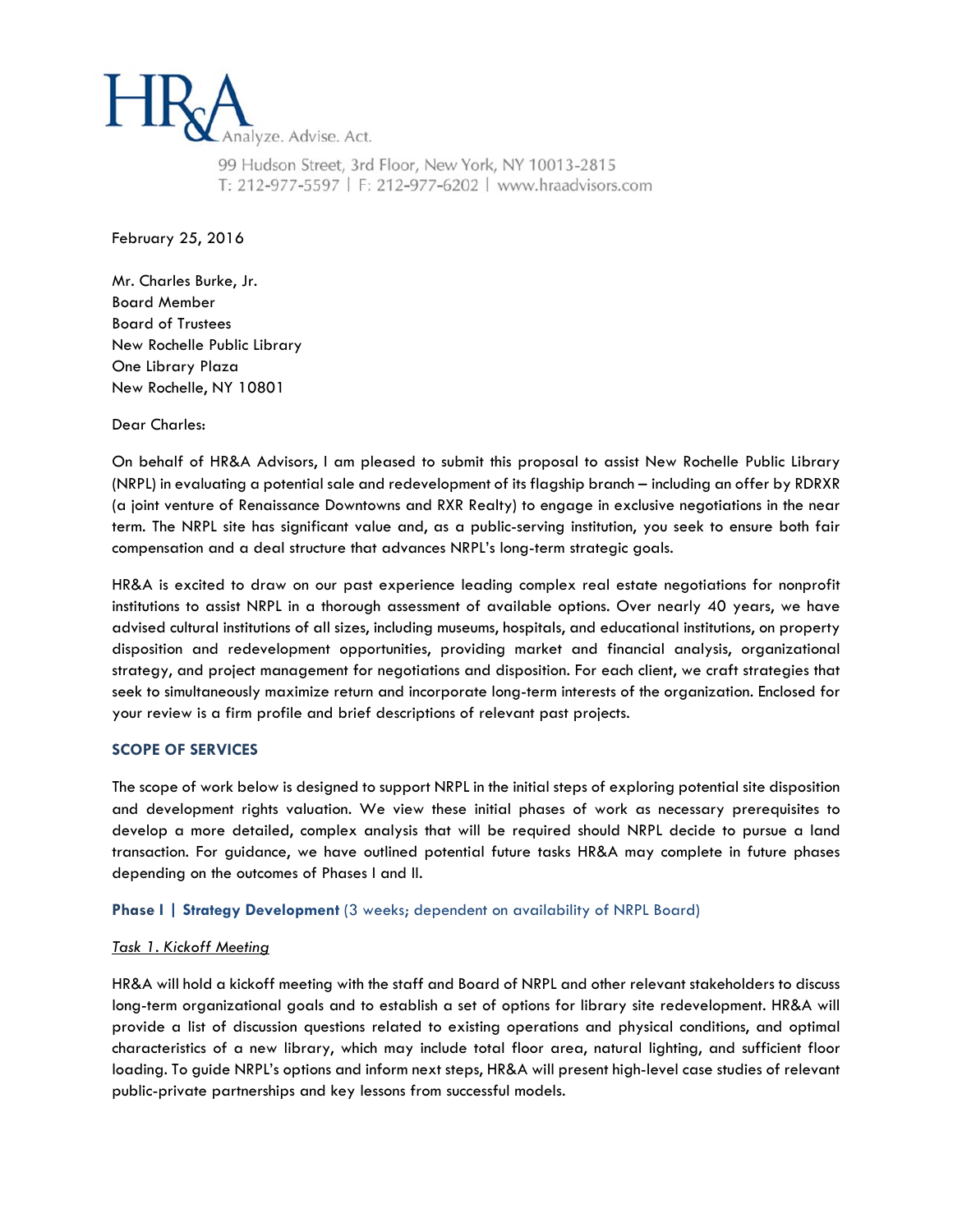HR&A Analyze. Advise. Act.

99 Hudson Street, 3rd Floor, New York, NY 10013-2815
T: 212-977-5597 | F: 212-977-6202 | www.hraadvisors.com

February 25, 2016

Mr. Charles Burke, Jr.
Board Member
Board of Trustees
New Rochelle Public Library
One Library Plaza
New Rochelle, NY 10801

Dear Charles:

On behalf of HR&A Advisors, I am pleased to submit this proposal to assist New Rochelle Public Library (NRPL) in evaluating a potential sale and redevelopment of its flagship branch – including an offer by RDRXR (a joint venture of Renaissance Downtowns and RXR Realty) to engage in exclusive negotiations in the near term. The NRPL site has significant value and, as a public-serving institution, you seek to ensure both fair compensation and a deal structure that advances NRPL's long-term strategic goals.

HR&A is excited to draw on our past experience leading complex real estate negotiations for nonprofit institutions to assist NRPL in a thorough assessment of available options. Over nearly 40 years, we have advised cultural institutions of all sizes, including museums, hospitals, and educational institutions, on property disposition and redevelopment opportunities, providing market and financial analysis, organizational strategy, and project management for negotiations and disposition. For each client, we craft strategies that seek to simultaneously maximize return and incorporate long-term interests of the organization. Enclosed for your review is a firm profile and brief descriptions of relevant past projects.

## SCOPE OF SERVICES

The scope of work below is designed to support NRPL in the initial steps of exploring potential site disposition and development rights valuation. We view these initial phases of work as necessary prerequisites to develop a more detailed, complex analysis that will be required should NRPL decide to pursue a land transaction. For guidance, we have outlined potential future tasks HR&A may complete in future phases depending on the outcomes of Phases I and II.

### Phase I | Strategy Development (3 weeks; dependent on availability of NRPL Board)

*Task 1. Kickoff Meeting*

HR&A will hold a kickoff meeting with the staff and Board of NRPL and other relevant stakeholders to discuss long-term organizational goals and to establish a set of options for library site redevelopment. HR&A will provide a list of discussion questions related to existing operations and physical conditions, and optimal characteristics of a new library, which may include total floor area, natural lighting, and sufficient floor loading. To guide NRPL's options and inform next steps, HR&A will present high-level case studies of relevant public-private partnerships and key lessons from successful models.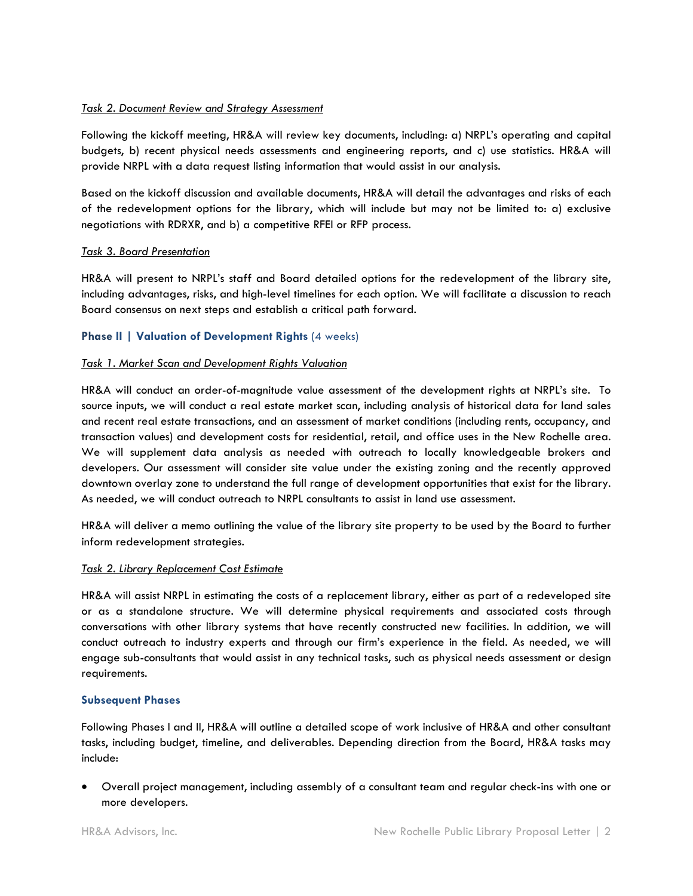*Task 2. Document Review and Strategy Assessment*

Following the kickoff meeting, HR&A will review key documents, including: a) NRPL's operating and capital budgets, b) recent physical needs assessments and engineering reports, and c) use statistics. HR&A will provide NRPL with a data request listing information that would assist in our analysis.

Based on the kickoff discussion and available documents, HR&A will detail the advantages and risks of each of the redevelopment options for the library, which will include but may not be limited to: a) exclusive negotiations with RDRXR, and b) a competitive RFEI or RFP process.

*Task 3. Board Presentation*

HR&A will present to NRPL's staff and Board detailed options for the redevelopment of the library site, including advantages, risks, and high-level timelines for each option. We will facilitate a discussion to reach Board consensus on next steps and establish a critical path forward.

### **Phase II | Valuation of Development Rights** (4 weeks)

*Task 1. Market Scan and Development Rights Valuation*

HR&A will conduct an order-of-magnitude value assessment of the development rights at NRPL's site. To source inputs, we will conduct a real estate market scan, including analysis of historical data for land sales and recent real estate transactions, and an assessment of market conditions (including rents, occupancy, and transaction values) and development costs for residential, retail, and office uses in the New Rochelle area. We will supplement data analysis as needed with outreach to locally knowledgeable brokers and developers. Our assessment will consider site value under the existing zoning and the recently approved downtown overlay zone to understand the full range of development opportunities that exist for the library. As needed, we will conduct outreach to NRPL consultants to assist in land use assessment.

HR&A will deliver a memo outlining the value of the library site property to be used by the Board to further inform redevelopment strategies.

*Task 2. Library Replacement Cost Estimate*

HR&A will assist NRPL in estimating the costs of a replacement library, either as part of a redeveloped site or as a standalone structure. We will determine physical requirements and associated costs through conversations with other library systems that have recently constructed new facilities. In addition, we will conduct outreach to industry experts and through our firm's experience in the field. As needed, we will engage sub-consultants that would assist in any technical tasks, such as physical needs assessment or design requirements.

### **Subsequent Phases**

Following Phases I and II, HR&A will outline a detailed scope of work inclusive of HR&A and other consultant tasks, including budget, timeline, and deliverables. Depending direction from the Board, HR&A tasks may include:

- Overall project management, including assembly of a consultant team and regular check-ins with one or more developers.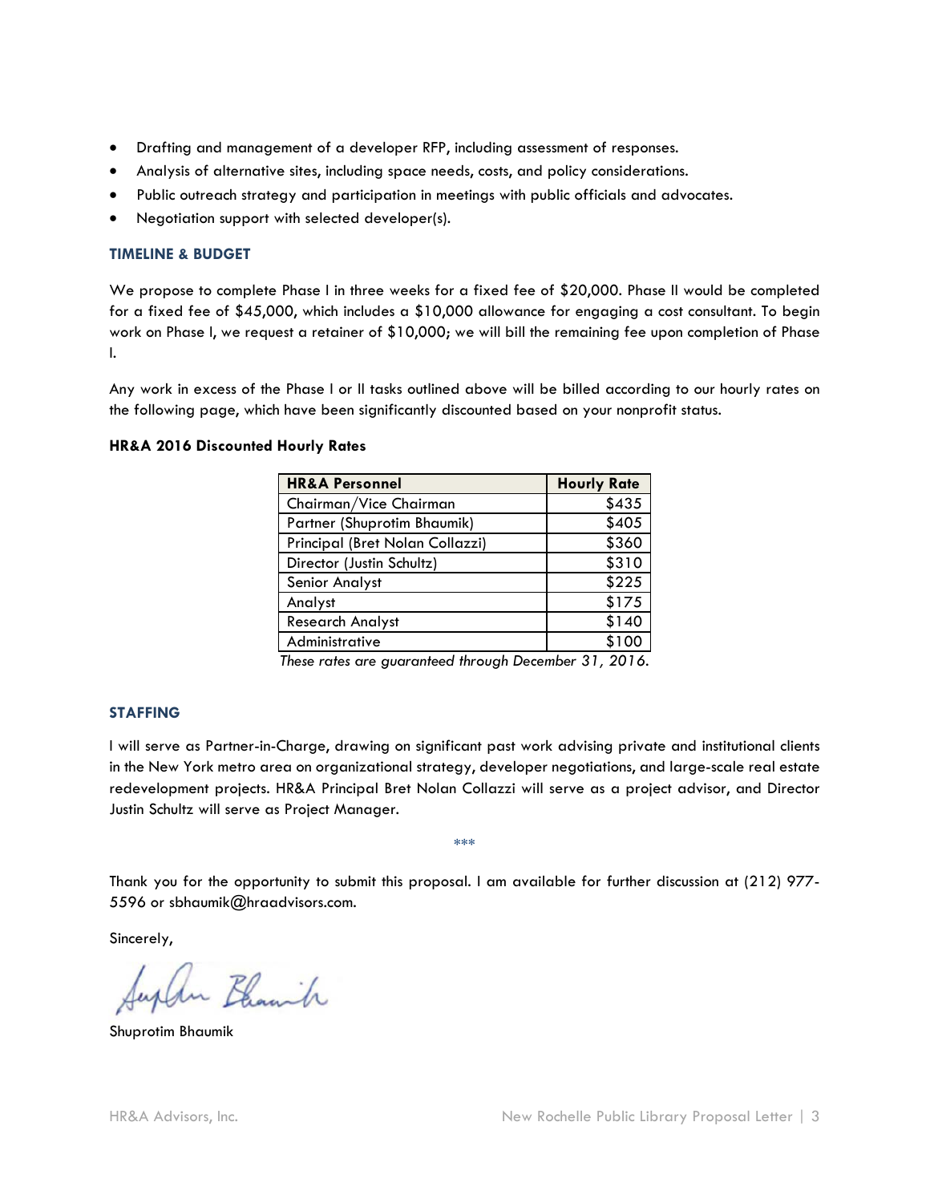- Drafting and management of a developer RFP, including assessment of responses.
- Analysis of alternative sites, including space needs, costs, and policy considerations.
- Public outreach strategy and participation in meetings with public officials and advocates.
- Negotiation support with selected developer(s).

### TIMELINE & BUDGET

We propose to complete Phase I in three weeks for a fixed fee of $20,000. Phase II would be completed for a fixed fee of $45,000, which includes a $10,000 allowance for engaging a cost consultant. To begin work on Phase I, we request a retainer of $10,000; we will bill the remaining fee upon completion of Phase I.

Any work in excess of the Phase I or II tasks outlined above will be billed according to our hourly rates on the following page, which have been significantly discounted based on your nonprofit status.

**HR&A 2016 Discounted Hourly Rates**

| HR&A Personnel | Hourly Rate |
|---|---|
| Chairman/Vice Chairman | $435 |
| Partner (Shuprotim Bhaumik) | $405 |
| Principal (Bret Nolan Collazzi) | $360 |
| Director (Justin Schultz) | $310 |
| Senior Analyst | $225 |
| Analyst | $175 |
| Research Analyst | $140 |
| Administrative | $100 |

*These rates are guaranteed through December 31, 2016.*

### STAFFING

I will serve as Partner-in-Charge, drawing on significant past work advising private and institutional clients in the New York metro area on organizational strategy, developer negotiations, and large-scale real estate redevelopment projects. HR&A Principal Bret Nolan Collazzi will serve as a project advisor, and Director Justin Schultz will serve as Project Manager.

***

Thank you for the opportunity to submit this proposal. I am available for further discussion at (212) 977-5596 or sbhaumik@hraadvisors.com.

Sincerely,

Shuprotim Bhaumik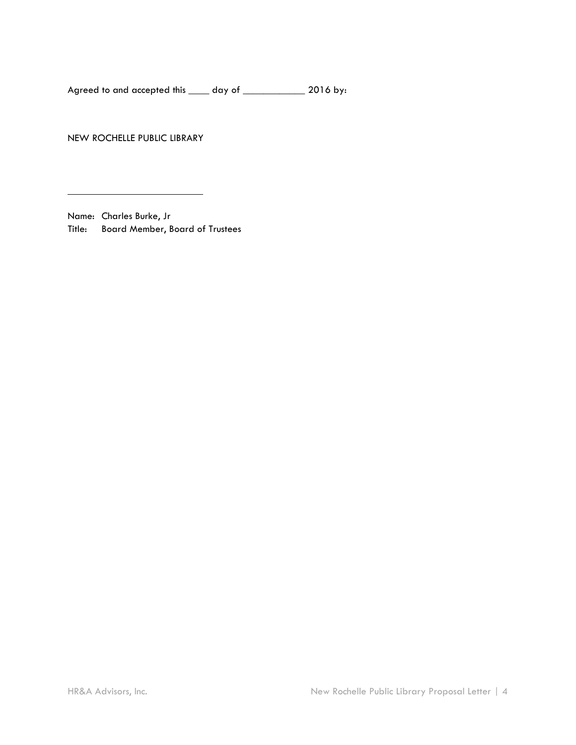Agreed to and accepted this ____ day of ____________ 2016 by:

NEW ROCHELLE PUBLIC LIBRARY

___________________________

Name: Charles Burke, Jr  
Title: Board Member, Board of Trustees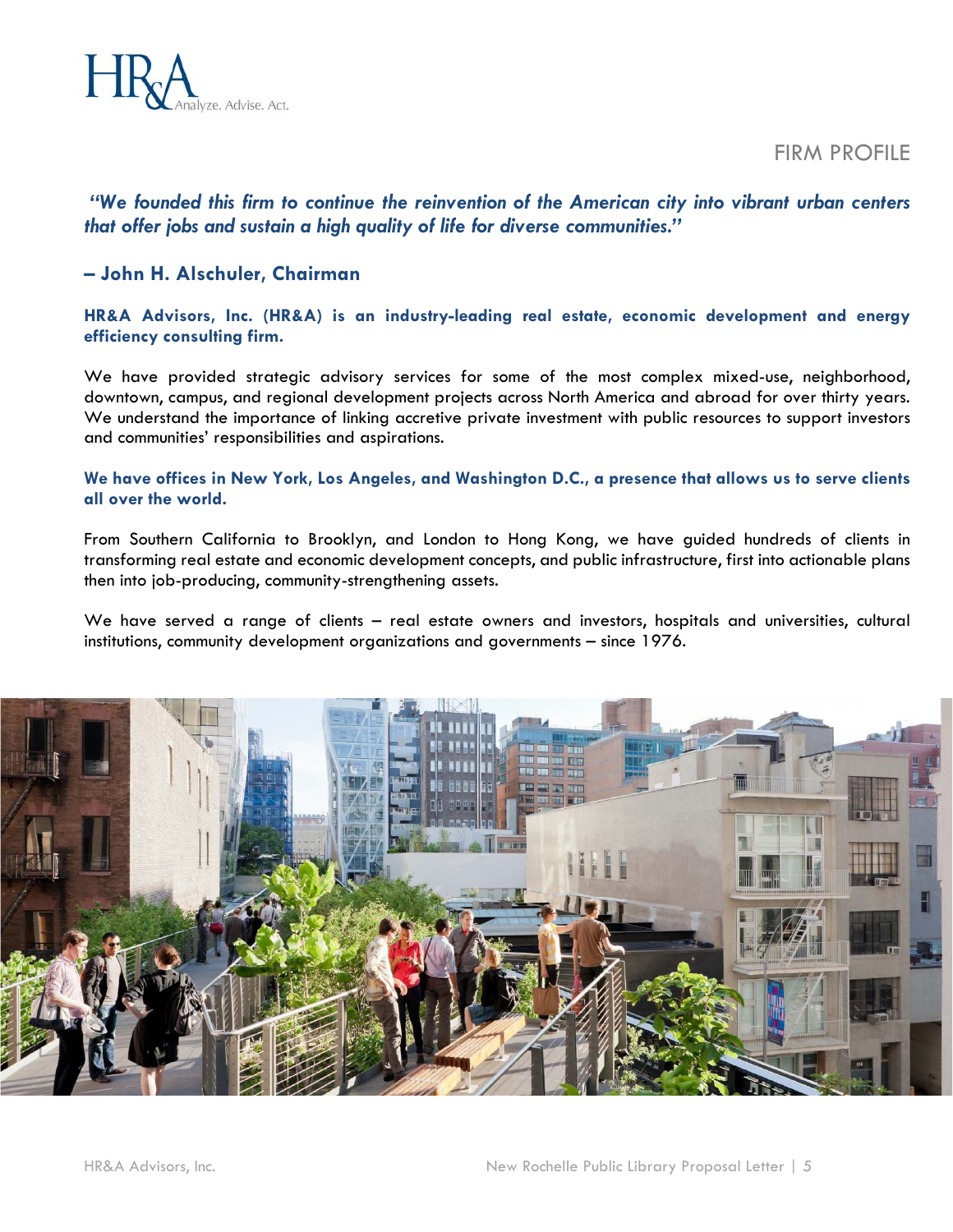# FIRM PROFILE

***"We founded this firm to continue the reinvention of the American city into vibrant urban centers that offer jobs and sustain a high quality of life for diverse communities."***

**– John H. Alschuler, Chairman**

**HR&A Advisors, Inc. (HR&A) is an industry-leading real estate, economic development and energy efficiency consulting firm.**

We have provided strategic advisory services for some of the most complex mixed-use, neighborhood, downtown, campus, and regional development projects across North America and abroad for over thirty years. We understand the importance of linking accretive private investment with public resources to support investors and communities' responsibilities and aspirations.

**We have offices in New York, Los Angeles, and Washington D.C., a presence that allows us to serve clients all over the world.**

From Southern California to Brooklyn, and London to Hong Kong, we have guided hundreds of clients in transforming real estate and economic development concepts, and public infrastructure, first into actionable plans then into job-producing, community-strengthening assets.

We have served a range of clients – real estate owners and investors, hospitals and universities, cultural institutions, community development organizations and governments – since 1976.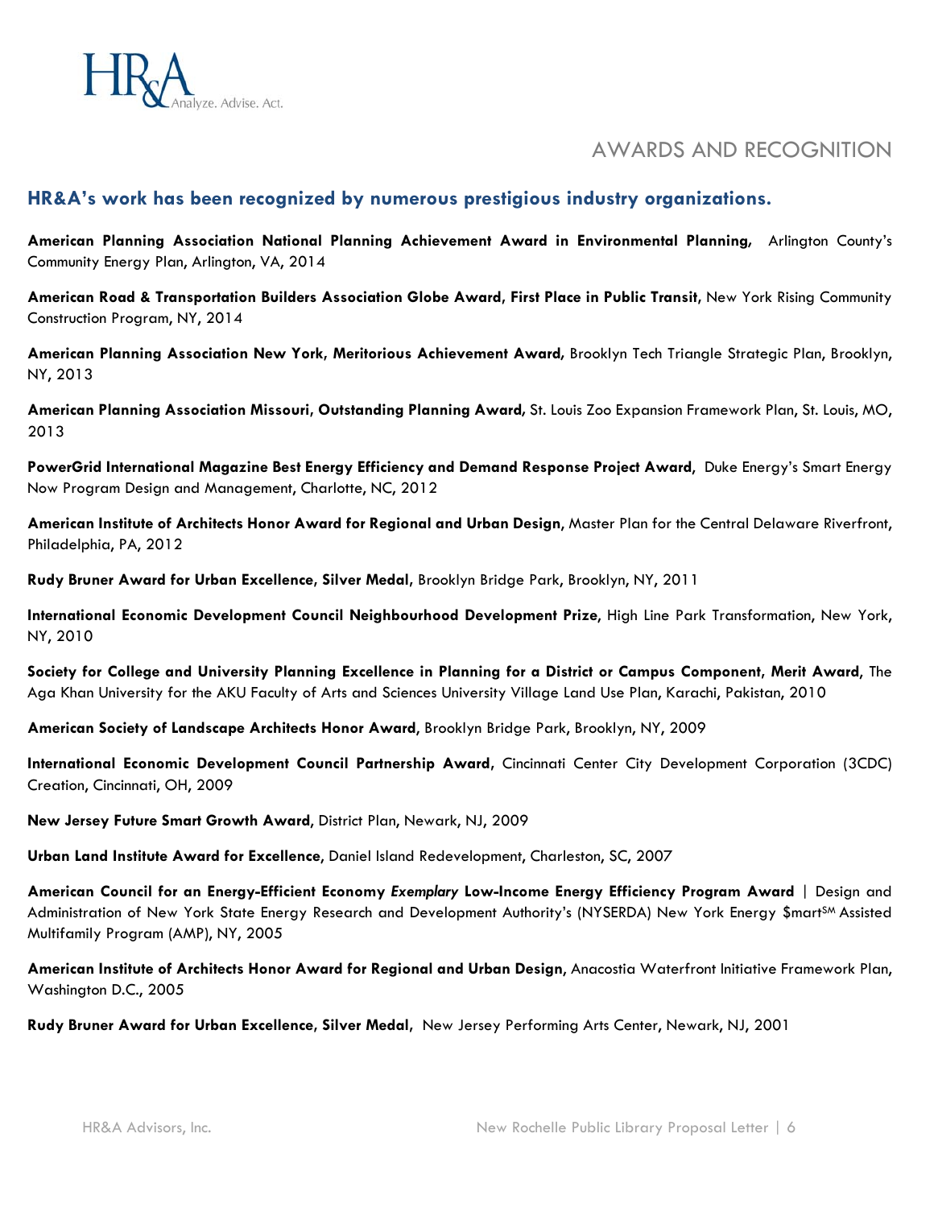# AWARDS AND RECOGNITION

## HR&A's work has been recognized by numerous prestigious industry organizations.

**American Planning Association National Planning Achievement Award in Environmental Planning,** Arlington County's Community Energy Plan, Arlington, VA, 2014

**American Road & Transportation Builders Association Globe Award, First Place in Public Transit,** New York Rising Community Construction Program, NY, 2014

**American Planning Association New York, Meritorious Achievement Award,** Brooklyn Tech Triangle Strategic Plan, Brooklyn, NY, 2013

**American Planning Association Missouri, Outstanding Planning Award,** St. Louis Zoo Expansion Framework Plan, St. Louis, MO, 2013

**PowerGrid International Magazine Best Energy Efficiency and Demand Response Project Award,** Duke Energy's Smart Energy Now Program Design and Management, Charlotte, NC, 2012

**American Institute of Architects Honor Award for Regional and Urban Design,** Master Plan for the Central Delaware Riverfront, Philadelphia, PA, 2012

**Rudy Bruner Award for Urban Excellence, Silver Medal,** Brooklyn Bridge Park, Brooklyn, NY, 2011

**International Economic Development Council Neighbourhood Development Prize,** High Line Park Transformation, New York, NY, 2010

**Society for College and University Planning Excellence in Planning for a District or Campus Component, Merit Award,** The Aga Khan University for the AKU Faculty of Arts and Sciences University Village Land Use Plan, Karachi, Pakistan, 2010

**American Society of Landscape Architects Honor Award,** Brooklyn Bridge Park, Brooklyn, NY, 2009

**International Economic Development Council Partnership Award,** Cincinnati Center City Development Corporation (3CDC) Creation, Cincinnati, OH, 2009

**New Jersey Future Smart Growth Award,** District Plan, Newark, NJ, 2009

**Urban Land Institute Award for Excellence,** Daniel Island Redevelopment, Charleston, SC, 2007

**American Council for an Energy-Efficient Economy *Exemplary* Low-Income Energy Efficiency Program Award** | Design and Administration of New York State Energy Research and Development Authority's (NYSERDA) New York Energy $mart[SM] Assisted Multifamily Program (AMP), NY, 2005

**American Institute of Architects Honor Award for Regional and Urban Design,** Anacostia Waterfront Initiative Framework Plan, Washington D.C., 2005

**Rudy Bruner Award for Urban Excellence, Silver Medal,** New Jersey Performing Arts Center, Newark, NJ, 2001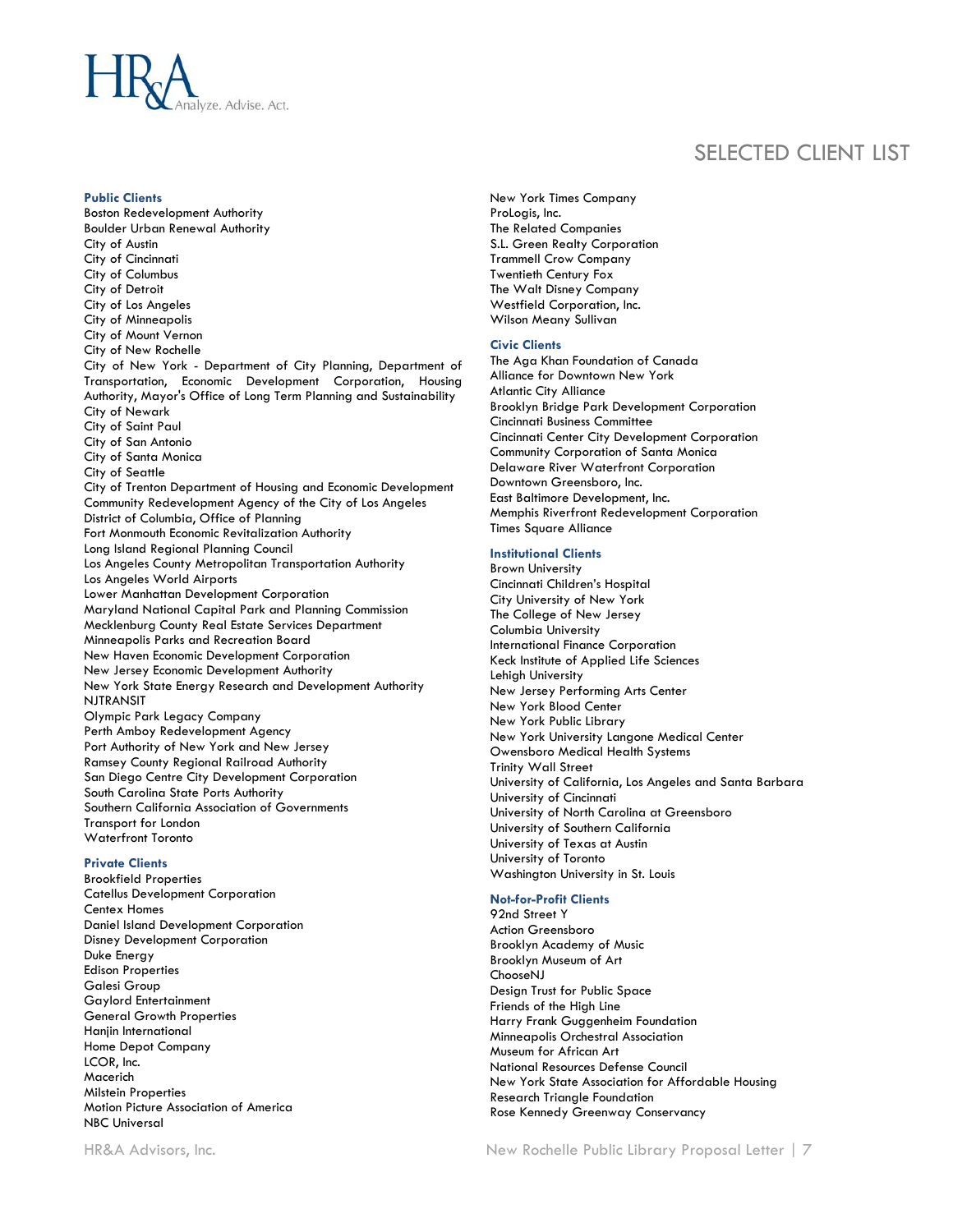# SELECTED CLIENT LIST

### Public Clients

Boston Redevelopment Authority
Boulder Urban Renewal Authority
City of Austin
City of Cincinnati
City of Columbus
City of Detroit
City of Los Angeles
City of Minneapolis
City of Mount Vernon
City of New Rochelle
City of New York - Department of City Planning, Department of Transportation, Economic Development Corporation, Housing Authority, Mayor's Office of Long Term Planning and Sustainability
City of Newark
City of Saint Paul
City of San Antonio
City of Santa Monica
City of Seattle
City of Trenton Department of Housing and Economic Development
Community Redevelopment Agency of the City of Los Angeles
District of Columbia, Office of Planning
Fort Monmouth Economic Revitalization Authority
Long Island Regional Planning Council
Los Angeles County Metropolitan Transportation Authority
Los Angeles World Airports
Lower Manhattan Development Corporation
Maryland National Capital Park and Planning Commission
Mecklenburg County Real Estate Services Department
Minneapolis Parks and Recreation Board
New Haven Economic Development Corporation
New Jersey Economic Development Authority
New York State Energy Research and Development Authority
NJTRANSIT
Olympic Park Legacy Company
Perth Amboy Redevelopment Agency
Port Authority of New York and New Jersey
Ramsey County Regional Railroad Authority
San Diego Centre City Development Corporation
South Carolina State Ports Authority
Southern California Association of Governments
Transport for London
Waterfront Toronto

### Private Clients

Brookfield Properties
Catellus Development Corporation
Centex Homes
Daniel Island Development Corporation
Disney Development Corporation
Duke Energy
Edison Properties
Galesi Group
Gaylord Entertainment
General Growth Properties
Hanjin International
Home Depot Company
LCOR, Inc.
Macerich
Milstein Properties
Motion Picture Association of America
NBC Universal
New York Times Company
ProLogis, Inc.
The Related Companies
S.L. Green Realty Corporation
Trammell Crow Company
Twentieth Century Fox
The Walt Disney Company
Westfield Corporation, Inc.
Wilson Meany Sullivan

### Civic Clients

The Aga Khan Foundation of Canada
Alliance for Downtown New York
Atlantic City Alliance
Brooklyn Bridge Park Development Corporation
Cincinnati Business Committee
Cincinnati Center City Development Corporation
Community Corporation of Santa Monica
Delaware River Waterfront Corporation
Downtown Greensboro, Inc.
East Baltimore Development, Inc.
Memphis Riverfront Redevelopment Corporation
Times Square Alliance

### Institutional Clients

Brown University
Cincinnati Children's Hospital
City University of New York
The College of New Jersey
Columbia University
International Finance Corporation
Keck Institute of Applied Life Sciences
Lehigh University
New Jersey Performing Arts Center
New York Blood Center
New York Public Library
New York University Langone Medical Center
Owensboro Medical Health Systems
Trinity Wall Street
University of California, Los Angeles and Santa Barbara
University of Cincinnati
University of North Carolina at Greensboro
University of Southern California
University of Texas at Austin
University of Toronto
Washington University in St. Louis

### Not-for-Profit Clients

92nd Street Y
Action Greensboro
Brooklyn Academy of Music
Brooklyn Museum of Art
ChooseNJ
Design Trust for Public Space
Friends of the High Line
Harry Frank Guggenheim Foundation
Minneapolis Orchestral Association
Museum for African Art
National Resources Defense Council
New York State Association for Affordable Housing
Research Triangle Foundation
Rose Kennedy Greenway Conservancy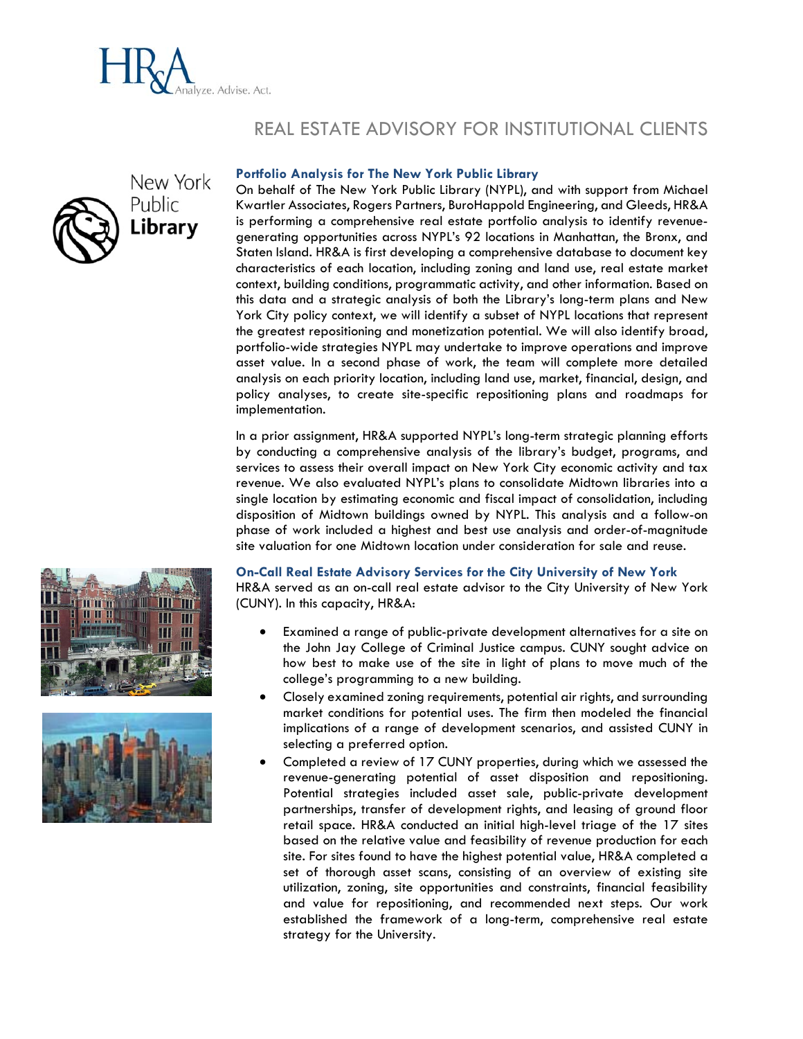# REAL ESTATE ADVISORY FOR INSTITUTIONAL CLIENTS

### Portfolio Analysis for The New York Public Library

On behalf of The New York Public Library (NYPL), and with support from Michael Kwartler Associates, Rogers Partners, BuroHappold Engineering, and Gleeds, HR&A is performing a comprehensive real estate portfolio analysis to identify revenue-generating opportunities across NYPL's 92 locations in Manhattan, the Bronx, and Staten Island. HR&A is first developing a comprehensive database to document key characteristics of each location, including zoning and land use, real estate market context, building conditions, programmatic activity, and other information. Based on this data and a strategic analysis of both the Library's long-term plans and New York City policy context, we will identify a subset of NYPL locations that represent the greatest repositioning and monetization potential. We will also identify broad, portfolio-wide strategies NYPL may undertake to improve operations and improve asset value. In a second phase of work, the team will complete more detailed analysis on each priority location, including land use, market, financial, design, and policy analyses, to create site-specific repositioning plans and roadmaps for implementation.

In a prior assignment, HR&A supported NYPL's long-term strategic planning efforts by conducting a comprehensive analysis of the library's budget, programs, and services to assess their overall impact on New York City economic activity and tax revenue. We also evaluated NYPL's plans to consolidate Midtown libraries into a single location by estimating economic and fiscal impact of consolidation, including disposition of Midtown buildings owned by NYPL. This analysis and a follow-on phase of work included a highest and best use analysis and order-of-magnitude site valuation for one Midtown location under consideration for sale and reuse.

### On-Call Real Estate Advisory Services for the City University of New York

HR&A served as an on-call real estate advisor to the City University of New York (CUNY). In this capacity, HR&A:

- Examined a range of public-private development alternatives for a site on the John Jay College of Criminal Justice campus. CUNY sought advice on how best to make use of the site in light of plans to move much of the college's programming to a new building.
- Closely examined zoning requirements, potential air rights, and surrounding market conditions for potential uses. The firm then modeled the financial implications of a range of development scenarios, and assisted CUNY in selecting a preferred option.
- Completed a review of 17 CUNY properties, during which we assessed the revenue-generating potential of asset disposition and repositioning. Potential strategies included asset sale, public-private development partnerships, transfer of development rights, and leasing of ground floor retail space. HR&A conducted an initial high-level triage of the 17 sites based on the relative value and feasibility of revenue production for each site. For sites found to have the highest potential value, HR&A completed a set of thorough asset scans, consisting of an overview of existing site utilization, zoning, site opportunities and constraints, financial feasibility and value for repositioning, and recommended next steps. Our work established the framework of a long-term, comprehensive real estate strategy for the University.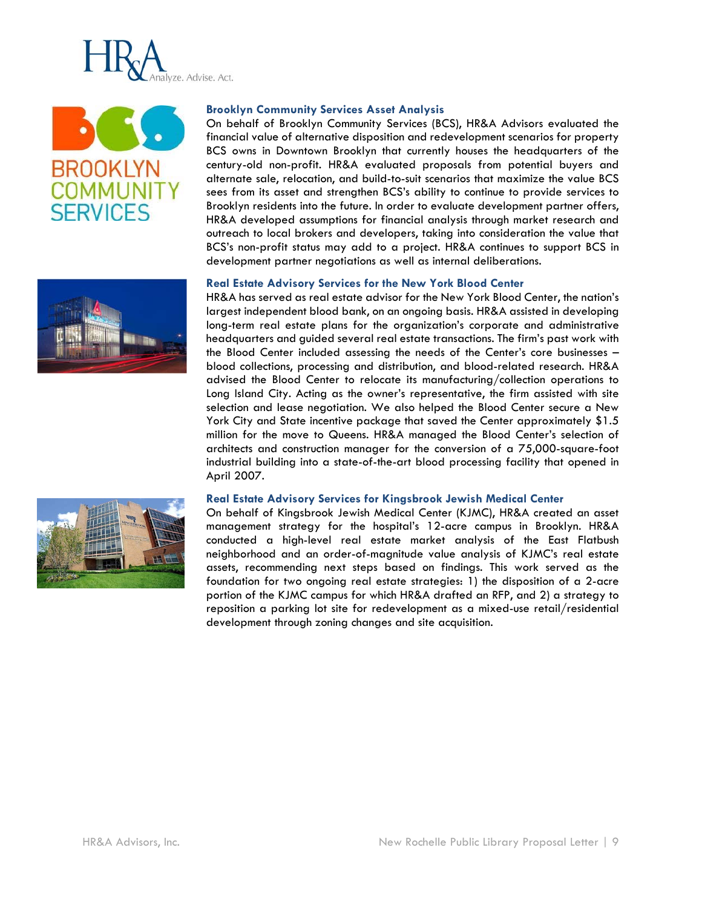### Brooklyn Community Services Asset Analysis

On behalf of Brooklyn Community Services (BCS), HR&A Advisors evaluated the financial value of alternative disposition and redevelopment scenarios for property BCS owns in Downtown Brooklyn that currently houses the headquarters of the century-old non-profit. HR&A evaluated proposals from potential buyers and alternate sale, relocation, and build-to-suit scenarios that maximize the value BCS sees from its asset and strengthen BCS's ability to continue to provide services to Brooklyn residents into the future. In order to evaluate development partner offers, HR&A developed assumptions for financial analysis through market research and outreach to local brokers and developers, taking into consideration the value that BCS's non-profit status may add to a project. HR&A continues to support BCS in development partner negotiations as well as internal deliberations.

### Real Estate Advisory Services for the New York Blood Center

HR&A has served as real estate advisor for the New York Blood Center, the nation's largest independent blood bank, on an ongoing basis. HR&A assisted in developing long-term real estate plans for the organization's corporate and administrative headquarters and guided several real estate transactions. The firm's past work with the Blood Center included assessing the needs of the Center's core businesses – blood collections, processing and distribution, and blood-related research. HR&A advised the Blood Center to relocate its manufacturing/collection operations to Long Island City. Acting as the owner's representative, the firm assisted with site selection and lease negotiation. We also helped the Blood Center secure a New York City and State incentive package that saved the Center approximately $1.5 million for the move to Queens. HR&A managed the Blood Center's selection of architects and construction manager for the conversion of a 75,000-square-foot industrial building into a state-of-the-art blood processing facility that opened in April 2007.

### Real Estate Advisory Services for Kingsbrook Jewish Medical Center

On behalf of Kingsbrook Jewish Medical Center (KJMC), HR&A created an asset management strategy for the hospital's 12-acre campus in Brooklyn. HR&A conducted a high-level real estate market analysis of the East Flatbush neighborhood and an order-of-magnitude value analysis of KJMC's real estate assets, recommending next steps based on findings. This work served as the foundation for two ongoing real estate strategies: 1) the disposition of a 2-acre portion of the KJMC campus for which HR&A drafted an RFP, and 2) a strategy to reposition a parking lot site for redevelopment as a mixed-use retail/residential development through zoning changes and site acquisition.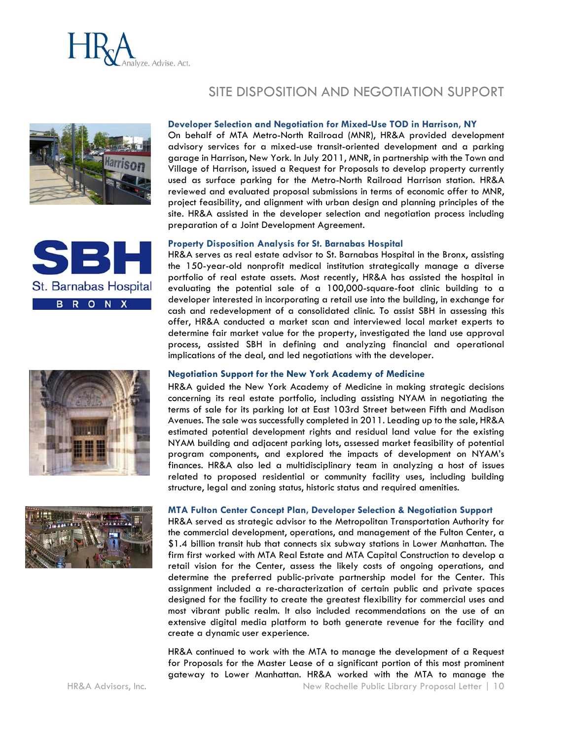## SITE DISPOSITION AND NEGOTIATION SUPPORT

### Developer Selection and Negotiation for Mixed-Use TOD in Harrison, NY

On behalf of MTA Metro-North Railroad (MNR), HR&A provided development advisory services for a mixed-use transit-oriented development and a parking garage in Harrison, New York. In July 2011, MNR, in partnership with the Town and Village of Harrison, issued a Request for Proposals to develop property currently used as surface parking for the Metro-North Railroad Harrison station. HR&A reviewed and evaluated proposal submissions in terms of economic offer to MNR, project feasibility, and alignment with urban design and planning principles of the site. HR&A assisted in the developer selection and negotiation process including preparation of a Joint Development Agreement.

### Property Disposition Analysis for St. Barnabas Hospital

HR&A serves as real estate advisor to St. Barnabas Hospital in the Bronx, assisting the 150-year-old nonprofit medical institution strategically manage a diverse portfolio of real estate assets. Most recently, HR&A has assisted the hospital in evaluating the potential sale of a 100,000-square-foot clinic building to a developer interested in incorporating a retail use into the building, in exchange for cash and redevelopment of a consolidated clinic. To assist SBH in assessing this offer, HR&A conducted a market scan and interviewed local market experts to determine fair market value for the property, investigated the land use approval process, assisted SBH in defining and analyzing financial and operational implications of the deal, and led negotiations with the developer.

### Negotiation Support for the New York Academy of Medicine

HR&A guided the New York Academy of Medicine in making strategic decisions concerning its real estate portfolio, including assisting NYAM in negotiating the terms of sale for its parking lot at East 103rd Street between Fifth and Madison Avenues. The sale was successfully completed in 2011. Leading up to the sale, HR&A estimated potential development rights and residual land value for the existing NYAM building and adjacent parking lots, assessed market feasibility of potential program components, and explored the impacts of development on NYAM's finances. HR&A also led a multidisciplinary team in analyzing a host of issues related to proposed residential or community facility uses, including building structure, legal and zoning status, historic status and required amenities.

### MTA Fulton Center Concept Plan, Developer Selection & Negotiation Support

HR&A served as strategic advisor to the Metropolitan Transportation Authority for the commercial development, operations, and management of the Fulton Center, a $1.4 billion transit hub that connects six subway stations in Lower Manhattan. The firm first worked with MTA Real Estate and MTA Capital Construction to develop a retail vision for the Center, assess the likely costs of ongoing operations, and determine the preferred public-private partnership model for the Center. This assignment included a re-characterization of certain public and private spaces designed for the facility to create the greatest flexibility for commercial uses and most vibrant public realm. It also included recommendations on the use of an extensive digital media platform to both generate revenue for the facility and create a dynamic user experience.

HR&A continued to work with the MTA to manage the development of a Request for Proposals for the Master Lease of a significant portion of this most prominent gateway to Lower Manhattan. HR&A worked with the MTA to manage the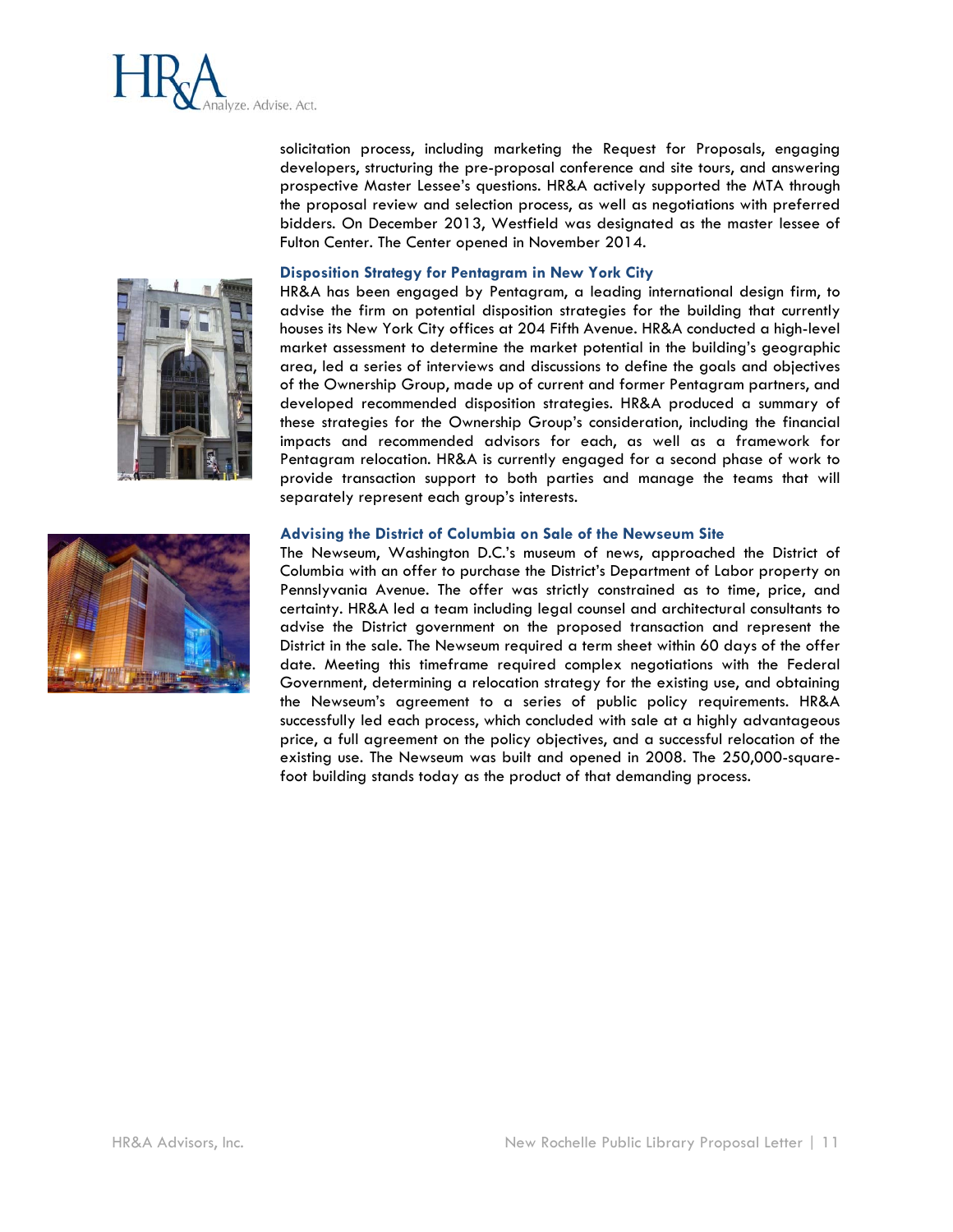solicitation process, including marketing the Request for Proposals, engaging developers, structuring the pre-proposal conference and site tours, and answering prospective Master Lessee's questions. HR&A actively supported the MTA through the proposal review and selection process, as well as negotiations with preferred bidders. On December 2013, Westfield was designated as the master lessee of Fulton Center. The Center opened in November 2014.

### Disposition Strategy for Pentagram in New York City

HR&A has been engaged by Pentagram, a leading international design firm, to advise the firm on potential disposition strategies for the building that currently houses its New York City offices at 204 Fifth Avenue. HR&A conducted a high-level market assessment to determine the market potential in the building's geographic area, led a series of interviews and discussions to define the goals and objectives of the Ownership Group, made up of current and former Pentagram partners, and developed recommended disposition strategies. HR&A produced a summary of these strategies for the Ownership Group's consideration, including the financial impacts and recommended advisors for each, as well as a framework for Pentagram relocation. HR&A is currently engaged for a second phase of work to provide transaction support to both parties and manage the teams that will separately represent each group's interests.

### Advising the District of Columbia on Sale of the Newseum Site

The Newseum, Washington D.C.'s museum of news, approached the District of Columbia with an offer to purchase the District's Department of Labor property on Pennslyvania Avenue. The offer was strictly constrained as to time, price, and certainty. HR&A led a team including legal counsel and architectural consultants to advise the District government on the proposed transaction and represent the District in the sale. The Newseum required a term sheet within 60 days of the offer date. Meeting this timeframe required complex negotiations with the Federal Government, determining a relocation strategy for the existing use, and obtaining the Newseum's agreement to a series of public policy requirements. HR&A successfully led each process, which concluded with sale at a highly advantageous price, a full agreement on the policy objectives, and a successful relocation of the existing use. The Newseum was built and opened in 2008. The 250,000-square-foot building stands today as the product of that demanding process.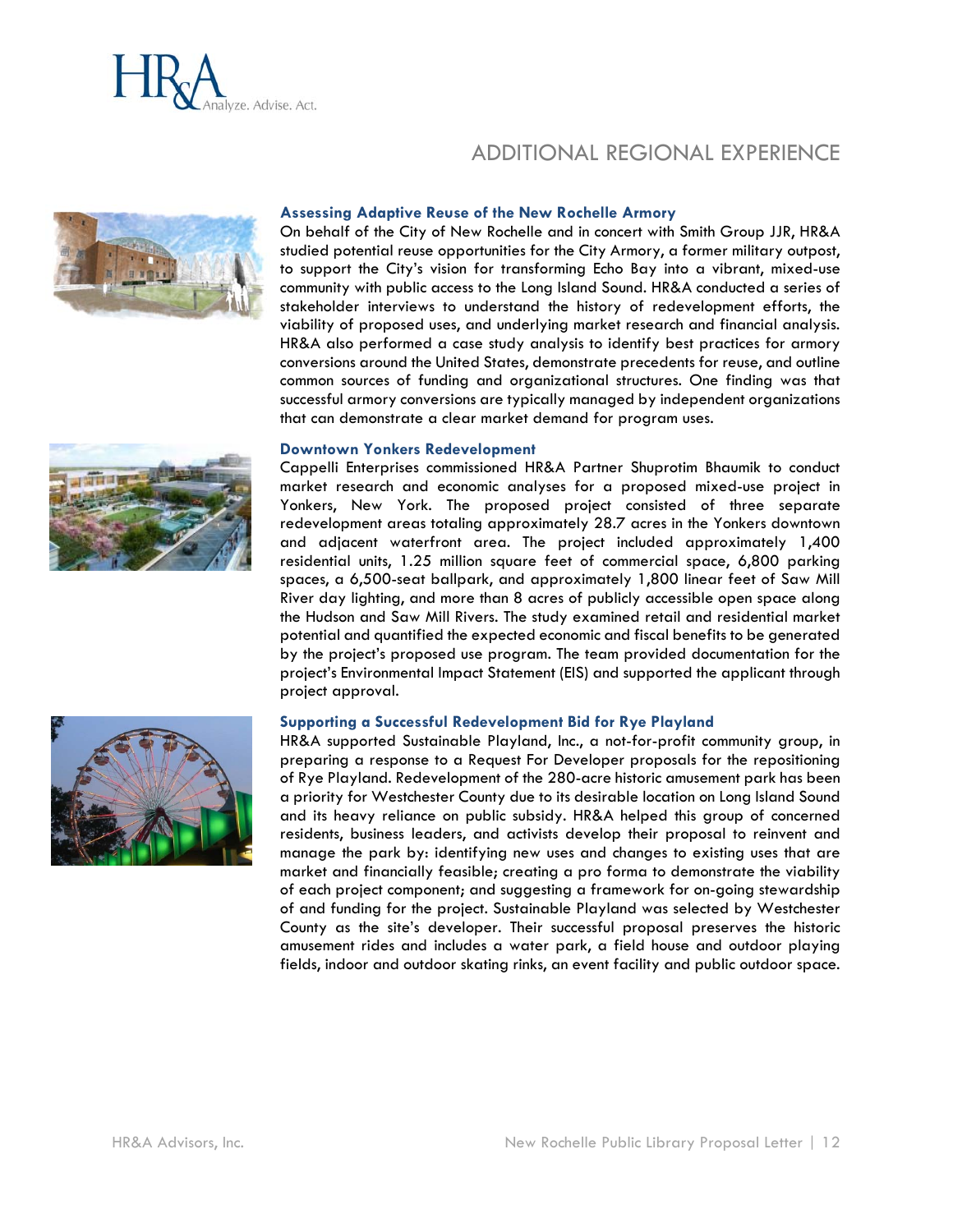# ADDITIONAL REGIONAL EXPERIENCE

### Assessing Adaptive Reuse of the New Rochelle Armory

On behalf of the City of New Rochelle and in concert with Smith Group JJR, HR&A studied potential reuse opportunities for the City Armory, a former military outpost, to support the City's vision for transforming Echo Bay into a vibrant, mixed-use community with public access to the Long Island Sound. HR&A conducted a series of stakeholder interviews to understand the history of redevelopment efforts, the viability of proposed uses, and underlying market research and financial analysis. HR&A also performed a case study analysis to identify best practices for armory conversions around the United States, demonstrate precedents for reuse, and outline common sources of funding and organizational structures. One finding was that successful armory conversions are typically managed by independent organizations that can demonstrate a clear market demand for program uses.

### Downtown Yonkers Redevelopment

Cappelli Enterprises commissioned HR&A Partner Shuprotim Bhaumik to conduct market research and economic analyses for a proposed mixed-use project in Yonkers, New York. The proposed project consisted of three separate redevelopment areas totaling approximately 28.7 acres in the Yonkers downtown and adjacent waterfront area. The project included approximately 1,400 residential units, 1.25 million square feet of commercial space, 6,800 parking spaces, a 6,500-seat ballpark, and approximately 1,800 linear feet of Saw Mill River day lighting, and more than 8 acres of publicly accessible open space along the Hudson and Saw Mill Rivers. The study examined retail and residential market potential and quantified the expected economic and fiscal benefits to be generated by the project's proposed use program. The team provided documentation for the project's Environmental Impact Statement (EIS) and supported the applicant through project approval.

### Supporting a Successful Redevelopment Bid for Rye Playland

HR&A supported Sustainable Playland, Inc., a not-for-profit community group, in preparing a response to a Request For Developer proposals for the repositioning of Rye Playland. Redevelopment of the 280-acre historic amusement park has been a priority for Westchester County due to its desirable location on Long Island Sound and its heavy reliance on public subsidy. HR&A helped this group of concerned residents, business leaders, and activists develop their proposal to reinvent and manage the park by: identifying new uses and changes to existing uses that are market and financially feasible; creating a pro forma to demonstrate the viability of each project component; and suggesting a framework for on-going stewardship of and funding for the project. Sustainable Playland was selected by Westchester County as the site's developer. Their successful proposal preserves the historic amusement rides and includes a water park, a field house and outdoor playing fields, indoor and outdoor skating rinks, an event facility and public outdoor space.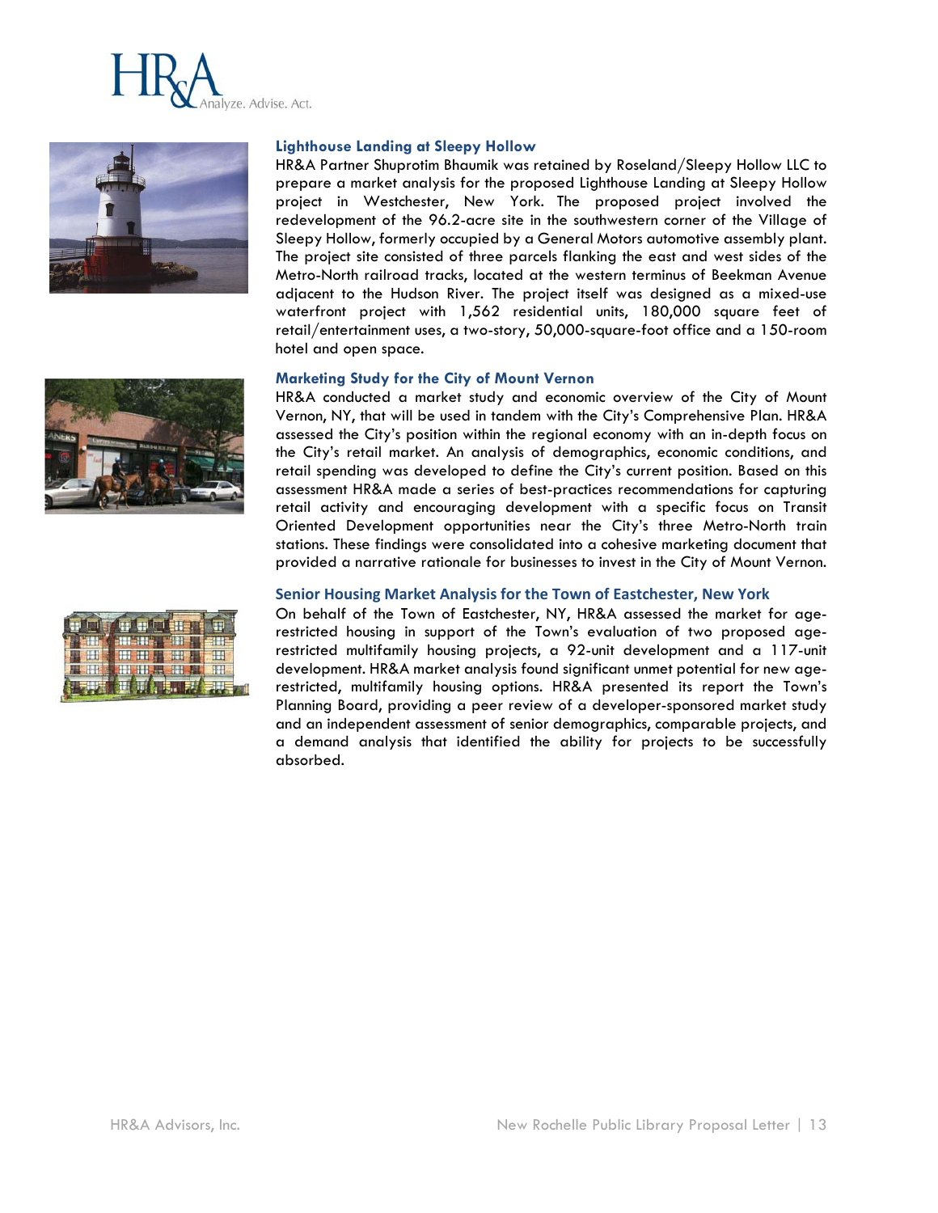### Lighthouse Landing at Sleepy Hollow

HR&A Partner Shuprotim Bhaumik was retained by Roseland/Sleepy Hollow LLC to prepare a market analysis for the proposed Lighthouse Landing at Sleepy Hollow project in Westchester, New York. The proposed project involved the redevelopment of the 96.2-acre site in the southwestern corner of the Village of Sleepy Hollow, formerly occupied by a General Motors automotive assembly plant. The project site consisted of three parcels flanking the east and west sides of the Metro-North railroad tracks, located at the western terminus of Beekman Avenue adjacent to the Hudson River. The project itself was designed as a mixed-use waterfront project with 1,562 residential units, 180,000 square feet of retail/entertainment uses, a two-story, 50,000-square-foot office and a 150-room hotel and open space.

### Marketing Study for the City of Mount Vernon

HR&A conducted a market study and economic overview of the City of Mount Vernon, NY, that will be used in tandem with the City's Comprehensive Plan. HR&A assessed the City's position within the regional economy with an in-depth focus on the City's retail market. An analysis of demographics, economic conditions, and retail spending was developed to define the City's current position. Based on this assessment HR&A made a series of best-practices recommendations for capturing retail activity and encouraging development with a specific focus on Transit Oriented Development opportunities near the City's three Metro-North train stations. These findings were consolidated into a cohesive marketing document that provided a narrative rationale for businesses to invest in the City of Mount Vernon.

### Senior Housing Market Analysis for the Town of Eastchester, New York

On behalf of the Town of Eastchester, NY, HR&A assessed the market for age-restricted housing in support of the Town's evaluation of two proposed age-restricted multifamily housing projects, a 92-unit development and a 117-unit development. HR&A market analysis found significant unmet potential for new age-restricted, multifamily housing options. HR&A presented its report the Town's Planning Board, providing a peer review of a developer-sponsored market study and an independent assessment of senior demographics, comparable projects, and a demand analysis that identified the ability for projects to be successfully absorbed.